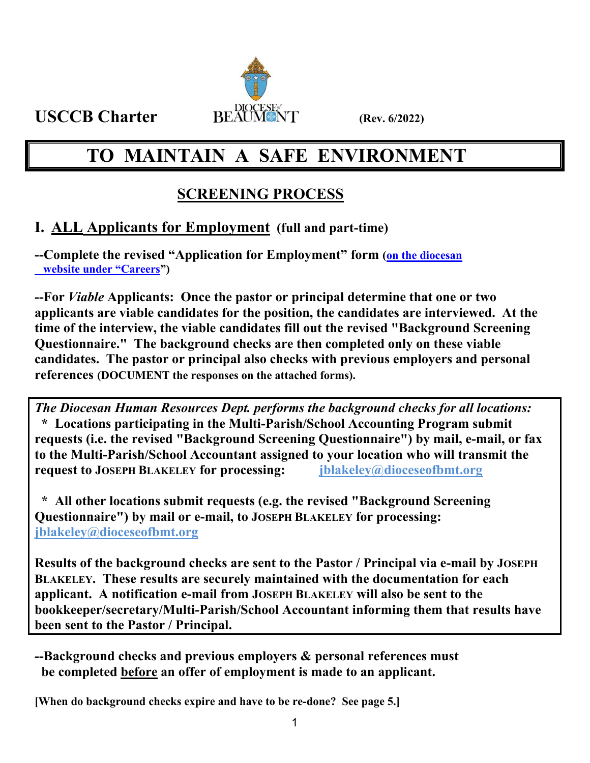USCCB Charter DIOCESE of BEAUMONT (Rev. 6/2022)

# TO MAINTAIN A SAFE ENVIRONMENT

## SCREENING PROCESS

## I. ALL Applicants for Employment (full and part-time)

**--Complete the revised "Application for Employment" form (on the diocesan website under "Careers")**

**--For *Viable* Applicants: Once the pastor or principal determine that one or two applicants are viable candidates for the position, the candidates are interviewed. At the time of the interview, the viable candidates fill out the revised "Background Screening Questionnaire." The background checks are then completed only on these viable candidates. The pastor or principal also checks with previous employers and personal references (DOCUMENT the responses on the attached forms).**

***The Diocesan Human Resources Dept. performs the background checks for all locations:***

**\* Locations participating in the Multi-Parish/School Accounting Program submit requests (i.e. the revised "Background Screening Questionnaire") by mail, e-mail, or fax to the Multi-Parish/School Accountant assigned to your location who will transmit the request to JOSEPH BLAKELEY for processing: jblakeley@dioceseofbmt.org**

**\* All other locations submit requests (e.g. the revised "Background Screening Questionnaire") by mail or e-mail, to JOSEPH BLAKELEY for processing: jblakeley@dioceseofbmt.org**

**Results of the background checks are sent to the Pastor / Principal via e-mail by JOSEPH BLAKELEY. These results are securely maintained with the documentation for each applicant. A notification e-mail from JOSEPH BLAKELEY will also be sent to the bookkeeper/secretary/Multi-Parish/School Accountant informing them that results have been sent to the Pastor / Principal.**

**--Background checks and previous employers & personal references must be completed before an offer of employment is made to an applicant.**

**[When do background checks expire and have to be re-done? See page 5.]**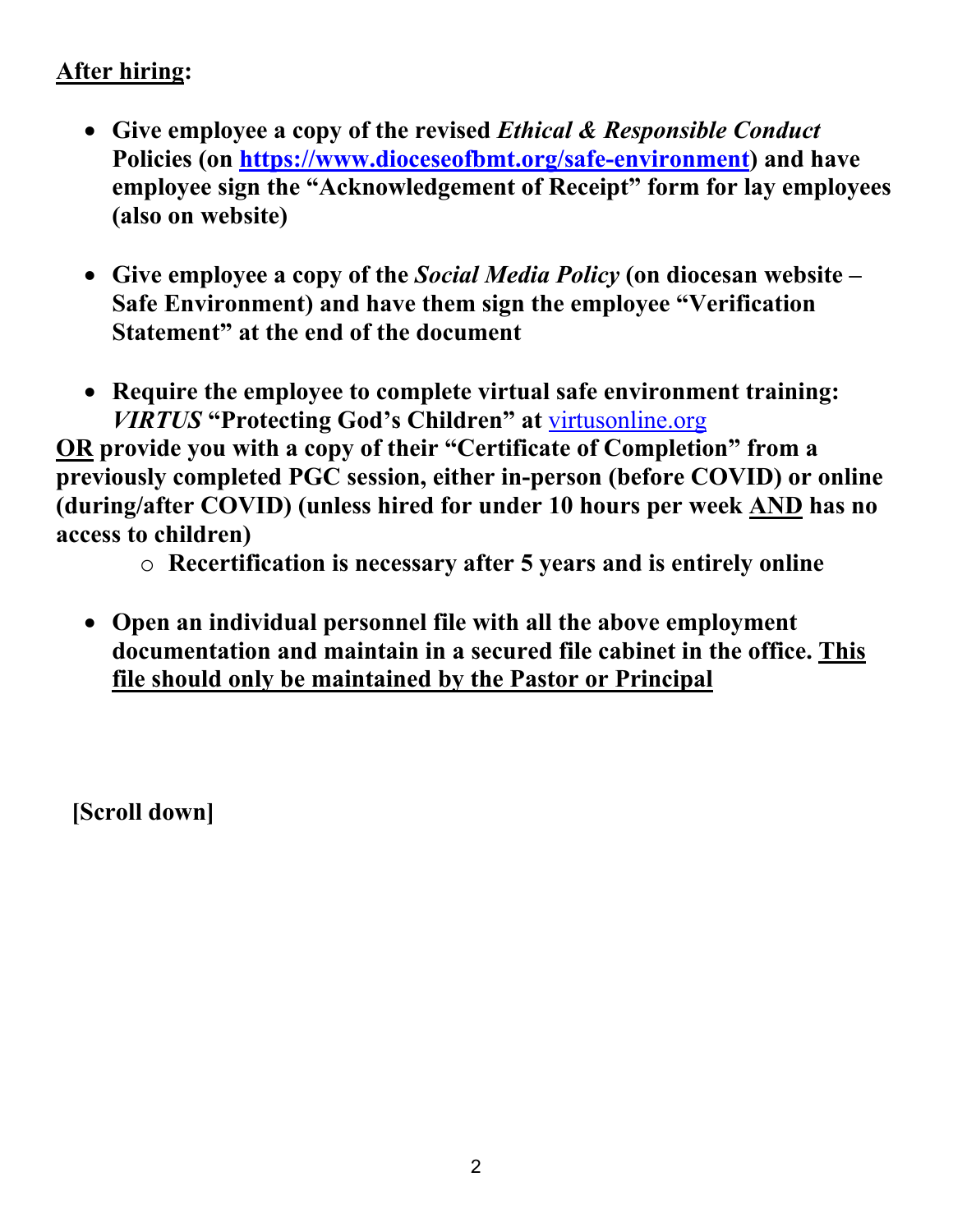**<u>After hiring</u>:**

- **Give employee a copy of the revised *Ethical & Responsible Conduct* Policies (on [https://www.dioceseofbmt.org/safe-environment](https://www.dioceseofbmt.org/safe-environment)) and have employee sign the "Acknowledgement of Receipt" form for lay employees (also on website)**

- **Give employee a copy of the *Social Media Policy* (on diocesan website – Safe Environment) and have them sign the employee "Verification Statement" at the end of the document**

- **Require the employee to complete virtual safe environment training: *VIRTUS* "Protecting God's Children" at [virtusonline.org](virtusonline.org)**

**<u>OR</u> provide you with a copy of their "Certificate of Completion" from a previously completed PGC session, either in-person (before COVID) or online (during/after COVID) (unless hired for under 10 hours per week <u>AND</u> has no access to children)**

  - **Recertification is necessary after 5 years and is entirely online**

- **Open an individual personnel file with all the above employment documentation and maintain in a secured file cabinet in the office. <u>This file should only be maintained by the Pastor or Principal</u>**

**[Scroll down]**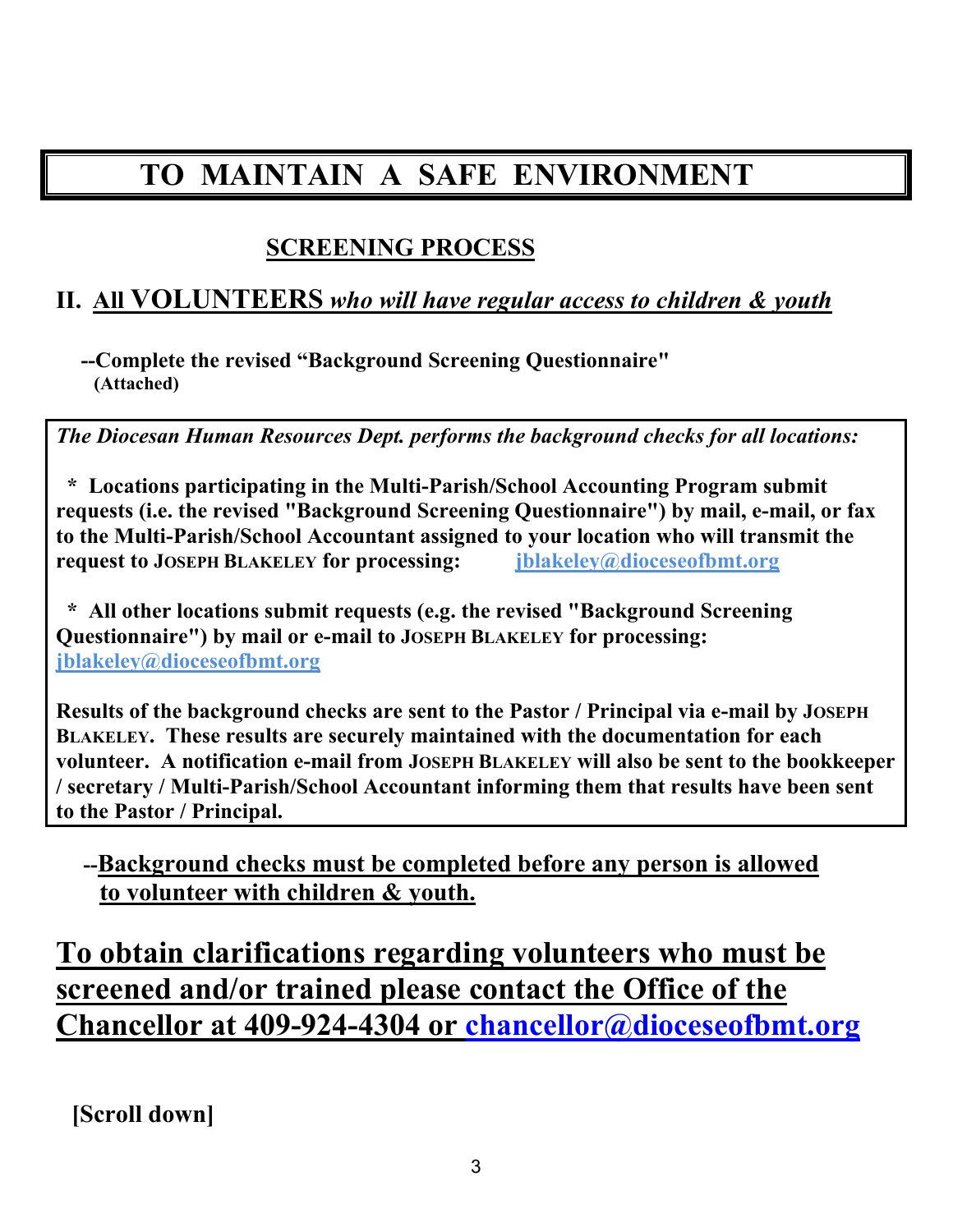# TO MAINTAIN A SAFE ENVIRONMENT

## SCREENING PROCESS

## II. All VOLUNTEERS *who will have regular access to children & youth*

**--Complete the revised "Background Screening Questionnaire" (Attached)**

***The Diocesan Human Resources Dept. performs the background checks for all locations:***

**\* Locations participating in the Multi-Parish/School Accounting Program submit requests (i.e. the revised "Background Screening Questionnaire") by mail, e-mail, or fax to the Multi-Parish/School Accountant assigned to your location who will transmit the request to JOSEPH BLAKELEY for processing: jblakeley@dioceseofbmt.org**

**\* All other locations submit requests (e.g. the revised "Background Screening Questionnaire") by mail or e-mail to JOSEPH BLAKELEY for processing: jblakeley@dioceseofbmt.org**

**Results of the background checks are sent to the Pastor / Principal via e-mail by JOSEPH BLAKELEY. These results are securely maintained with the documentation for each volunteer. A notification e-mail from JOSEPH BLAKELEY will also be sent to the bookkeeper / secretary / Multi-Parish/School Accountant informing them that results have been sent to the Pastor / Principal.**

**--Background checks must be completed before any person is allowed to volunteer with children & youth.**

## To obtain clarifications regarding volunteers who must be screened and/or trained please contact the Office of the Chancellor at 409-924-4304 or chancellor@dioceseofbmt.org

**[Scroll down]**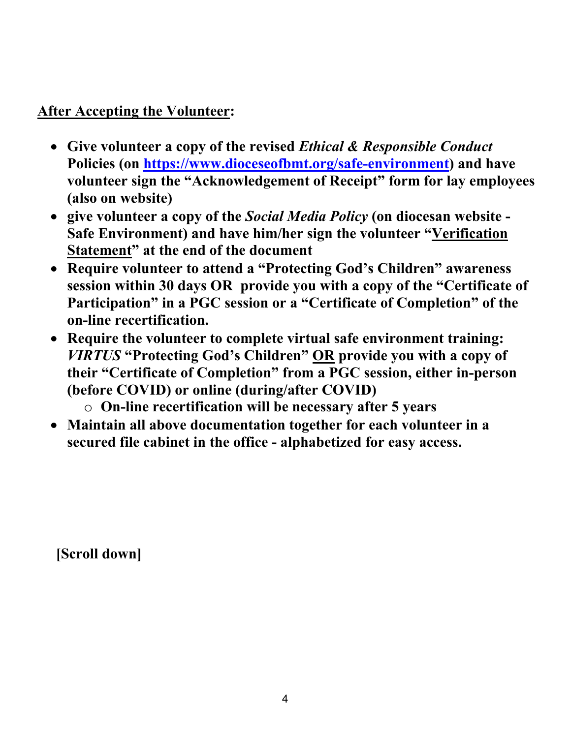**<u>After Accepting the Volunteer</u>:**

- **Give volunteer a copy of the revised *Ethical & Responsible Conduct* Policies (on [https://www.dioceseofbmt.org/safe-environment](https://www.dioceseofbmt.org/safe-environment)) and have volunteer sign the "Acknowledgement of Receipt" form for lay employees (also on website)**
- **give volunteer a copy of the *Social Media Policy* (on diocesan website - Safe Environment) and have him/her sign the volunteer "<u>Verification Statement</u>" at the end of the document**
- **Require volunteer to attend a "Protecting God's Children" awareness session within 30 days OR provide you with a copy of the "Certificate of Participation" in a PGC session or a "Certificate of Completion" of the on-line recertification.**
- **Require the volunteer to complete virtual safe environment training: *VIRTUS* "Protecting God's Children" <u>OR</u> provide you with a copy of their "Certificate of Completion" from a PGC session, either in-person (before COVID) or online (during/after COVID)**
  - **On-line recertification will be necessary after 5 years**
- **Maintain all above documentation together for each volunteer in a secured file cabinet in the office - alphabetized for easy access.**

**[Scroll down]**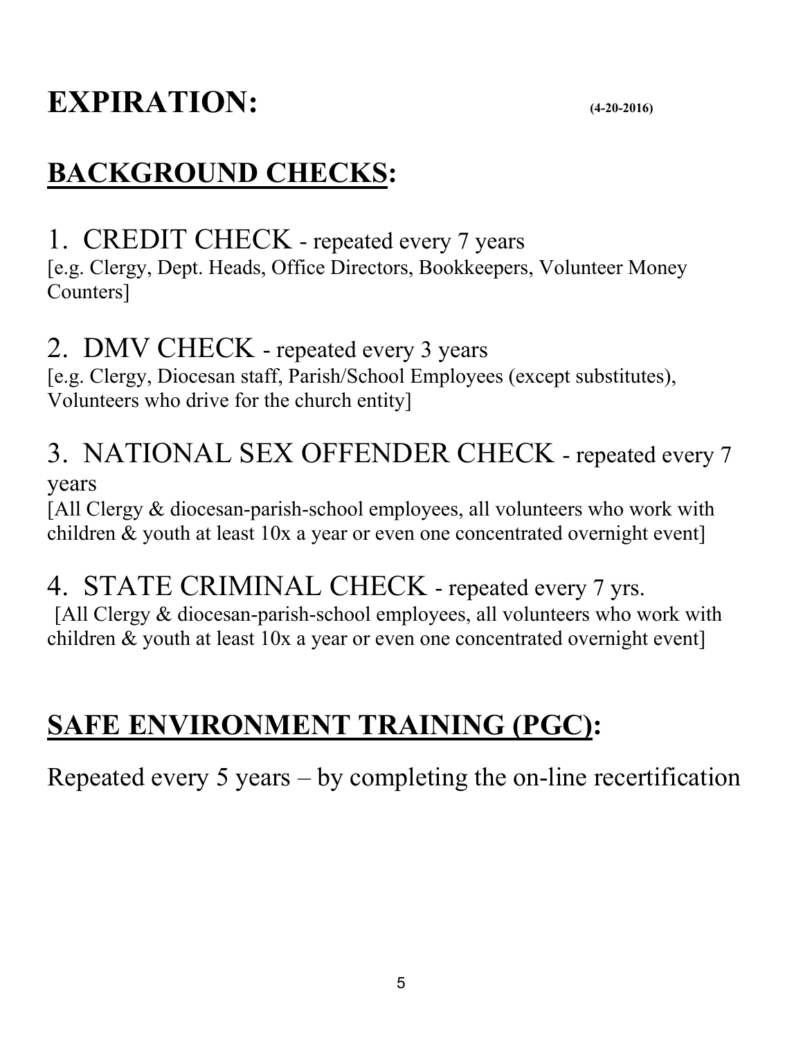# EXPIRATION: (4-20-2016)

## BACKGROUND CHECKS:

1. CREDIT CHECK - repeated every 7 years
[e.g. Clergy, Dept. Heads, Office Directors, Bookkeepers, Volunteer Money Counters]

2. DMV CHECK - repeated every 3 years
[e.g. Clergy, Diocesan staff, Parish/School Employees (except substitutes), Volunteers who drive for the church entity]

3. NATIONAL SEX OFFENDER CHECK - repeated every 7 years
[All Clergy & diocesan-parish-school employees, all volunteers who work with children & youth at least 10x a year or even one concentrated overnight event]

4. STATE CRIMINAL CHECK - repeated every 7 yrs.
[All Clergy & diocesan-parish-school employees, all volunteers who work with children & youth at least 10x a year or even one concentrated overnight event]

## SAFE ENVIRONMENT TRAINING (PGC):

Repeated every 5 years – by completing the on-line recertification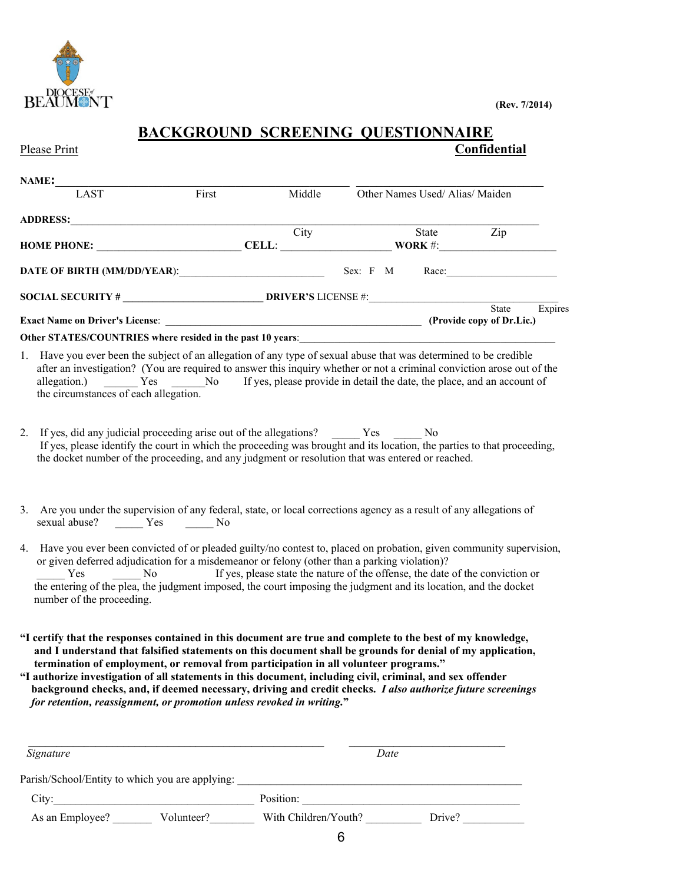DIOCESE of BEAUMONT

(Rev. 7/2014)

# BACKGROUND SCREENING QUESTIONNAIRE

Please Print **Confidential**

**NAME:** ______________________________________________ ______________________________
LAST First Middle Other Names Used/ Alias/ Maiden

**ADDRESS:** ____________________________________________________________________________
City State Zip

**HOME PHONE:** _________________________ **CELL**: ____________________ **WORK** #: ____________________

**DATE OF BIRTH (MM/DD/YEAR)**: __________________________ Sex: F M Race: ____________________

**SOCIAL SECURITY #** __________________________ **DRIVER'S** LICENSE #: ____________________________________
State Expires

**Exact Name on Driver's License**: ______________________________________________ **(Provide copy of Dr.Lic.)**

**Other STATES/COUNTRIES where resided in the past 10 years**: ______________________________________________

1. Have you ever been the subject of an allegation of any type of sexual abuse that was determined to be credible after an investigation? (You are required to answer this inquiry whether or not a criminal conviction arose out of the allegation.) ______ Yes ______No If yes, please provide in detail the date, the place, and an account of the circumstances of each allegation.

2. If yes, did any judicial proceeding arise out of the allegations? _____ Yes _____ No
If yes, please identify the court in which the proceeding was brought and its location, the parties to that proceeding, the docket number of the proceeding, and any judgment or resolution that was entered or reached.

3. Are you under the supervision of any federal, state, or local corrections agency as a result of any allegations of sexual abuse? _____ Yes _____ No

4. Have you ever been convicted of or pleaded guilty/no contest to, placed on probation, given community supervision, or given deferred adjudication for a misdemeanor or felony (other than a parking violation)?
_____ Yes _____ No If yes, please state the nature of the offense, the date of the conviction or the entering of the plea, the judgment imposed, the court imposing the judgment and its location, and the docket number of the proceeding.

**"I certify that the responses contained in this document are true and complete to the best of my knowledge, and I understand that falsified statements on this document shall be grounds for denial of my application, termination of employment, or removal from participation in all volunteer programs."**
**"I authorize investigation of all statements in this document, including civil, criminal, and sex offender background checks, and, if deemed necessary, driving and credit checks.** ***I also authorize future screenings for retention, reassignment, or promotion unless revoked in writing.*****"**

_____________________________________________________ ____________________________
*Signature* *Date*

Parish/School/Entity to which you are applying: ______________________________________________

City: __________________________________ Position: ______________________________________

As an Employee? _______ Volunteer? ________ With Children/Youth? __________ Drive? ___________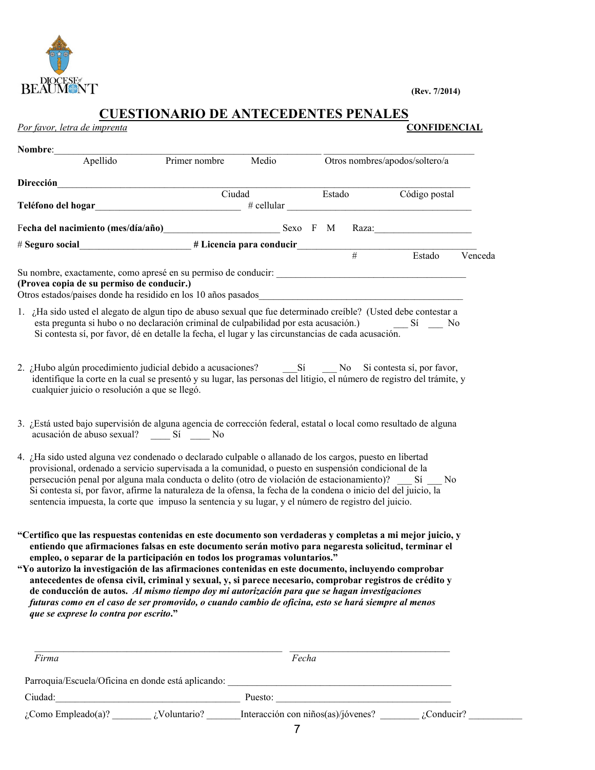DIOCESE of BEAUMONT

**(Rev. 7/2014)**

# CUESTIONARIO DE ANTECEDENTES PENALES

*Por favor, letra de imprenta* **CONFIDENCIAL**

**Nombre**:___________________________________________________ ______________________________
Apellido Primer nombre Medio Otros nombres/apodos/soltero/a

**Dirección**_____________________________________________________________________________
Ciudad Estado Código postal

**Teléfono del hogar**______________________________ # cellular ______________________________________

**Fecha del nacimiento (mes/día/año)**________________________ Sexo F M Raza:____________________

# **Seguro social**______________________ **# Licencia para conducir**______________________________________
# Estado Venceda

Su nombre, exactamente, como apresé en su permiso de conducir: ________________________________________

**(Provea copia de su permiso de conducir.)**

Otros estados/paises donde ha residido en los 10 años pasados__________________________________________

1. ¿Ha sido usted el alegato de algun tipo de abuso sexual que fue determinado creíble? (Usted debe contestar a esta pregunta si hubo o no declaración criminal de culpabilidad por esta acusación.) ___ Sí ___ No
   Si contesta sí, por favor, dé en detalle la fecha, el lugar y las circunstancias de cada acusación.

2. ¿Hubo algún procedimiento judicial debido a acusaciones? ___Sí ___ No Si contesta sí, por favor, identifique la corte en la cual se presentó y su lugar, las personas del litigio, el número de registro del trámite, y cualquier juicio o resolución a que se llegó.

3. ¿Está usted bajo supervisión de alguna agencia de corrección federal, estatal o local como resultado de alguna acusación de abuso sexual? ____ Sí ____ No

4. ¿Ha sido usted alguna vez condenado o declarado culpable o allanado de los cargos, puesto en libertad provisional, ordenado a servicio supervisada a la comunidad, o puesto en suspensión condicional de la persecución penal por alguna mala conducta o delito (otro de violación de estacionamiento)? ___ Sí ___ No
   Si contesta sí, por favor, afirme la naturaleza de la ofensa, la fecha de la condena o inicio del del juicio, la sentencia impuesta, la corte que impuso la sentencia y su lugar, y el número de registro del juicio.

**"Certifico que las respuestas contenidas en este documento son verdaderas y completas a mi mejor juicio, y entiendo que afirmaciones falsas en este documento serán motivo para negaresta solicitud, terminar el empleo, o separar de la participación en todos los programas voluntarios."**

**"Yo autorizo la investigación de las afirmaciones contenidas en este documento, incluyendo comprobar antecedentes de ofensa civil, criminal y sexual, y, si parece necesario, comprobar registros de crédito y de conducción de autos.** ***Al mismo tiempo doy mi autorización para que se hagan investigaciones futuras como en el caso de ser promovido, o cuando cambio de oficina, esto se hará siempre al menos que se exprese lo contra por escrito*****."**

_________________________________________________ ________________________________
*Firma* *Fecha*

Parroquia/Escuela/Oficina en donde está aplicando: ______________________________________________

Ciudad:_____________________________________ Puesto: ____________________________________

¿Como Empleado(a)? ________ ¿Voluntario? _______Interacción con niños(as)/jóvenes? ________ ¿Conducir? ___________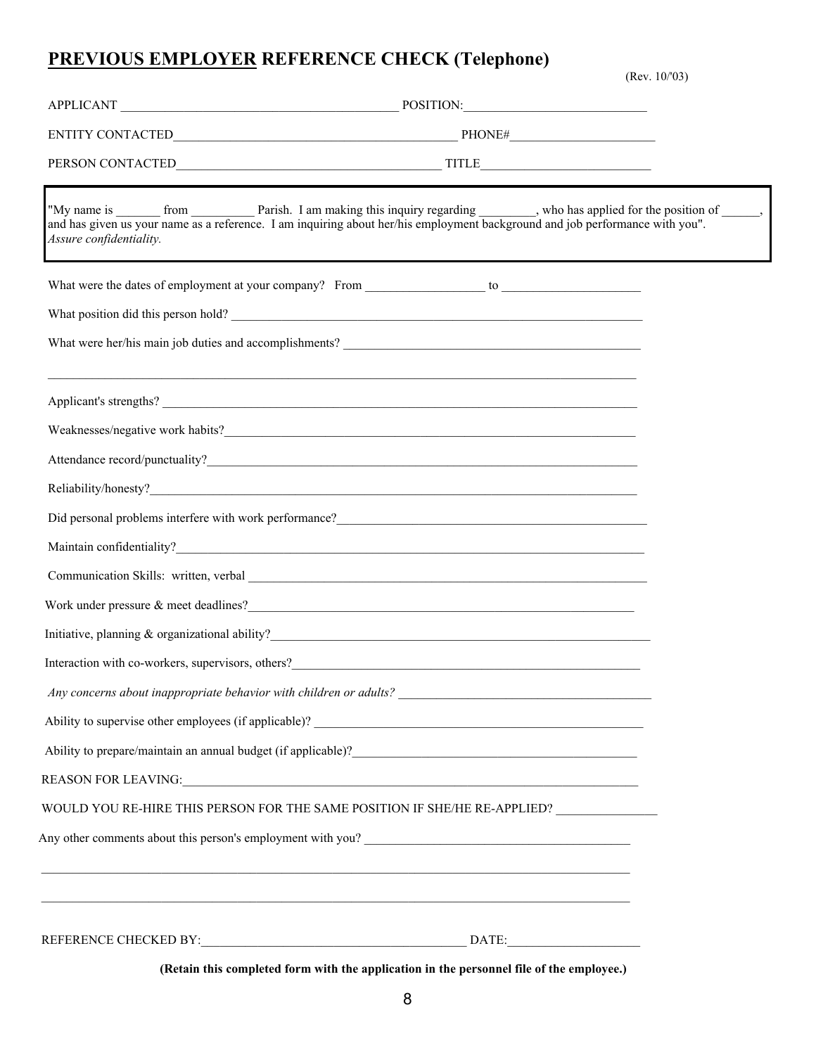# **PREVIOUS EMPLOYER** REFERENCE CHECK (Telephone)

(Rev. 10/'03)

APPLICANT ____________________________________________ POSITION:_____________________________

ENTITY CONTACTED_____________________________________________ PHONE#_______________________

PERSON CONTACTED__________________________________________ TITLE__________________________

"My name is _______ from __________ Parish. I am making this inquiry regarding _________, who has applied for the position of ______, and has given us your name as a reference. I am inquiring about her/his employment background and job performance with you". *Assure confidentiality.*

What were the dates of employment at your company? From ___________________ to ______________________

What position did this person hold? _____________________________________________________________________

What were her/his main job duties and accomplishments? _________________________________________________

_______________________________________________________________________________________________

Applicant's strengths? _________________________________________________________________________________

Weaknesses/negative work habits?_______________________________________________________________________

Attendance record/punctuality?__________________________________________________________________________

Reliability/honesty?___________________________________________________________________________________

Did personal problems interfere with work performance?___________________________________________________

Maintain confidentiality?_______________________________________________________________________________

Communication Skills: written, verbal ___________________________________________________________________

Work under pressure & meet deadlines?__________________________________________________________________

Initiative, planning & organizational ability?______________________________________________________________

Interaction with co-workers, supervisors, others?___________________________________________________________

*Any concerns about inappropriate behavior with children or adults?* _________________________________________

Ability to supervise other employees (if applicable)? _______________________________________________________

Ability to prepare/maintain an annual budget (if applicable)?_________________________________________________

REASON FOR LEAVING:_______________________________________________________________________________

WOULD YOU RE-HIRE THIS PERSON FOR THE SAME POSITION IF SHE/HE RE-APPLIED? ________________

Any other comments about this person's employment with you? ____________________________________________

_______________________________________________________________________________________________

_______________________________________________________________________________________________

REFERENCE CHECKED BY:___________________________________________ DATE:_____________________

**(Retain this completed form with the application in the personnel file of the employee.)**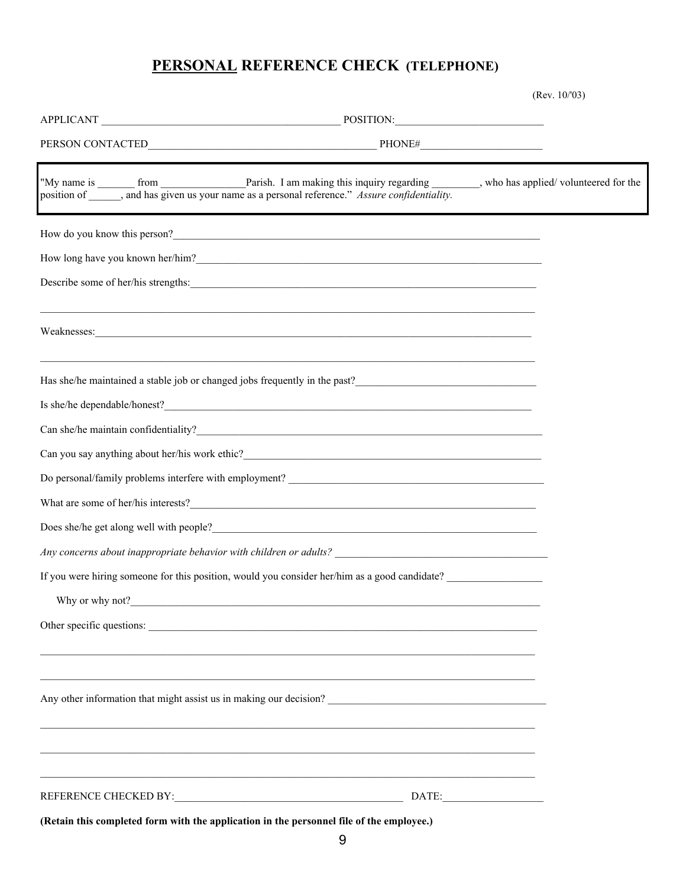# <u>PERSONAL</u> REFERENCE CHECK (TELEPHONE)

(Rev. 10/'03)

APPLICANT _____________________________________________ POSITION:___________________________

PERSON CONTACTED__________________________________________ PHONE#_______________________

> "My name is _______ from ________________Parish. I am making this inquiry regarding _________, who has applied/ volunteered for the position of ______, and has given us your name as a personal reference." *Assure confidentiality.*

How do you know this person?__________________________________________________________________

How long have you known her/him?______________________________________________________________

Describe some of her/his strengths:______________________________________________________________

_____________________________________________________________________________________________

Weaknesses:_________________________________________________________________________________

_____________________________________________________________________________________________

Has she/he maintained a stable job or changed jobs frequently in the past?__________________________________

Is she/he dependable/honest?__________________________________________________________________

Can she/he maintain confidentiality?____________________________________________________________

Can you say anything about her/his work ethic?__________________________________________________

Do personal/family problems interfere with employment? ___________________________________________

What are some of her/his interests?____________________________________________________________

Does she/he get along well with people?_________________________________________________________

*Any concerns about inappropriate behavior with children or adults?* ________________________________________

If you were hiring someone for this position, would you consider her/him as a good candidate? __________________

Why or why not?_____________________________________________________________________________

Other specific questions: ______________________________________________________________________

_____________________________________________________________________________________________

_____________________________________________________________________________________________

Any other information that might assist us in making our decision? __________________________________________

_____________________________________________________________________________________________

_____________________________________________________________________________________________

_____________________________________________________________________________________________

REFERENCE CHECKED BY:____________________________________________ DATE:___________________

**(Retain this completed form with the application in the personnel file of the employee.)**